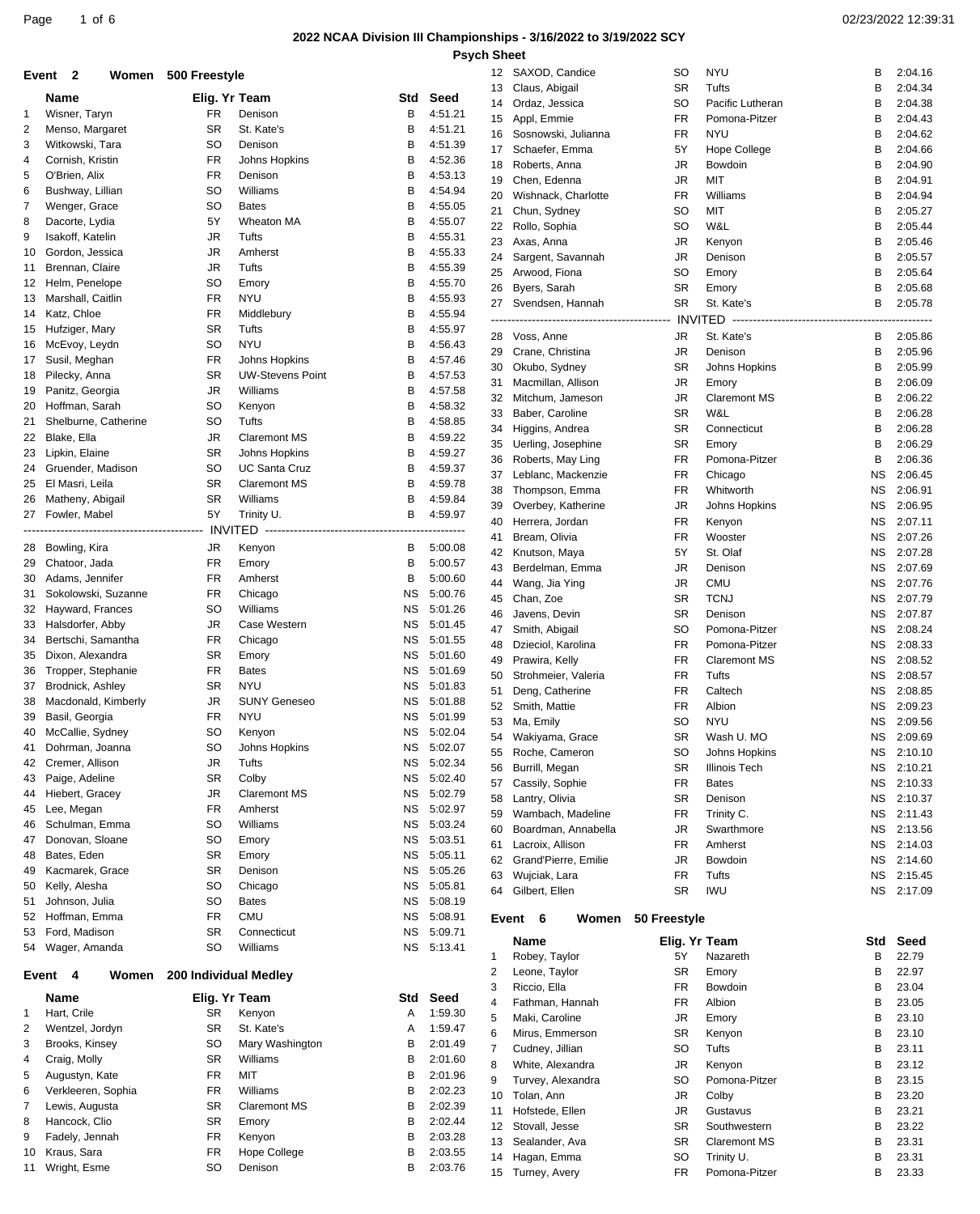## 2022 NCAA Division III Championships - 3/16/2022 to 3/19/2022 SCY

### Psych Sheet

### Event 2 Women 500 Freestyle

| | Name | Elig. Yr | Team | Std | Seed |
|---|---|---|---|---|---|
| 1 | Wisner, Taryn | FR | Denison | B | 4:51.21 |
| 2 | Menso, Margaret | SR | St. Kate's | B | 4:51.21 |
| 3 | Witkowski, Tara | SO | Denison | B | 4:51.39 |
| 4 | Cornish, Kristin | FR | Johns Hopkins | B | 4:52.36 |
| 5 | O'Brien, Alix | FR | Denison | B | 4:53.13 |
| 6 | Bushway, Lillian | SO | Williams | B | 4:54.94 |
| 7 | Wenger, Grace | SO | Bates | B | 4:55.05 |
| 8 | Dacorte, Lydia | 5Y | Wheaton MA | B | 4:55.07 |
| 9 | Isakoff, Katelin | JR | Tufts | B | 4:55.31 |
| 10 | Gordon, Jessica | JR | Amherst | B | 4:55.33 |
| 11 | Brennan, Claire | JR | Tufts | B | 4:55.39 |
| 12 | Helm, Penelope | SO | Emory | B | 4:55.70 |
| 13 | Marshall, Caitlin | FR | NYU | B | 4:55.93 |
| 14 | Katz, Chloe | FR | Middlebury | B | 4:55.94 |
| 15 | Hufziger, Mary | SR | Tufts | B | 4:55.97 |
| 16 | McEvoy, Leydn | SO | NYU | B | 4:56.43 |
| 17 | Susil, Meghan | FR | Johns Hopkins | B | 4:57.46 |
| 18 | Pilecky, Anna | SR | UW-Stevens Point | B | 4:57.53 |
| 19 | Panitz, Georgia | JR | Williams | B | 4:57.58 |
| 20 | Hoffman, Sarah | SO | Kenyon | B | 4:58.32 |
| 21 | Shelburne, Catherine | SO | Tufts | B | 4:58.85 |
| 22 | Blake, Ella | JR | Claremont MS | B | 4:59.22 |
| 23 | Lipkin, Elaine | SR | Johns Hopkins | B | 4:59.27 |
| 24 | Gruender, Madison | SO | UC Santa Cruz | B | 4:59.37 |
| 25 | El Masri, Leila | SR | Claremont MS | B | 4:59.78 |
| 26 | Matheny, Abigail | SR | Williams | B | 4:59.84 |
| 27 | Fowler, Mabel | 5Y | Trinity U. | B | 4:59.97 |
| | INVITED | | | | |
| 28 | Bowling, Kira | JR | Kenyon | B | 5:00.08 |
| 29 | Chatoor, Jada | FR | Emory | B | 5:00.57 |
| 30 | Adams, Jennifer | FR | Amherst | B | 5:00.60 |
| 31 | Sokolowski, Suzanne | FR | Chicago | NS | 5:00.76 |
| 32 | Hayward, Frances | SO | Williams | NS | 5:01.26 |
| 33 | Halsdorfer, Abby | JR | Case Western | NS | 5:01.45 |
| 34 | Bertschi, Samantha | FR | Chicago | NS | 5:01.55 |
| 35 | Dixon, Alexandra | SR | Emory | NS | 5:01.60 |
| 36 | Tropper, Stephanie | FR | Bates | NS | 5:01.69 |
| 37 | Brodnick, Ashley | SR | NYU | NS | 5:01.83 |
| 38 | Macdonald, Kimberly | JR | SUNY Geneseo | NS | 5:01.88 |
| 39 | Basil, Georgia | FR | NYU | NS | 5:01.99 |
| 40 | McCallie, Sydney | SO | Kenyon | NS | 5:02.04 |
| 41 | Dohrman, Joanna | SO | Johns Hopkins | NS | 5:02.07 |
| 42 | Cremer, Allison | JR | Tufts | NS | 5:02.34 |
| 43 | Paige, Adeline | SR | Colby | NS | 5:02.40 |
| 44 | Hiebert, Gracey | JR | Claremont MS | NS | 5:02.79 |
| 45 | Lee, Megan | FR | Amherst | NS | 5:02.97 |
| 46 | Schulman, Emma | SO | Williams | NS | 5:03.24 |
| 47 | Donovan, Sloane | SO | Emory | NS | 5:03.51 |
| 48 | Bates, Eden | SR | Emory | NS | 5:05.11 |
| 49 | Kacmarek, Grace | SR | Denison | NS | 5:05.26 |
| 50 | Kelly, Alesha | SO | Chicago | NS | 5:05.81 |
| 51 | Johnson, Julia | SO | Bates | NS | 5:08.19 |
| 52 | Hoffman, Emma | FR | CMU | NS | 5:08.91 |
| 53 | Ford, Madison | SR | Connecticut | NS | 5:09.71 |
| 54 | Wager, Amanda | SO | Williams | NS | 5:13.41 |

### Event 4 Women 200 Individual Medley

| | Name | Elig. Yr | Team | Std | Seed |
|---|---|---|---|---|---|
| 1 | Hart, Crile | SR | Kenyon | A | 1:59.30 |
| 2 | Wentzel, Jordyn | SR | St. Kate's | A | 1:59.47 |
| 3 | Brooks, Kinsey | SO | Mary Washington | B | 2:01.49 |
| 4 | Craig, Molly | SR | Williams | B | 2:01.60 |
| 5 | Augustyn, Kate | FR | MIT | B | 2:01.96 |
| 6 | Verkleeren, Sophia | FR | Williams | B | 2:02.23 |
| 7 | Lewis, Augusta | SR | Claremont MS | B | 2:02.39 |
| 8 | Hancock, Clio | SR | Emory | B | 2:02.44 |
| 9 | Fadely, Jennah | FR | Kenyon | B | 2:03.28 |
| 10 | Kraus, Sara | FR | Hope College | B | 2:03.55 |
| 11 | Wright, Esme | SO | Denison | B | 2:03.76 |
| 12 | SAXOD, Candice | SO | NYU | B | 2:04.16 |
| 13 | Claus, Abigail | SR | Tufts | B | 2:04.34 |
| 14 | Ordaz, Jessica | SO | Pacific Lutheran | B | 2:04.38 |
| 15 | Appl, Emmie | FR | Pomona-Pitzer | B | 2:04.43 |
| 16 | Sosnowski, Julianna | FR | NYU | B | 2:04.62 |
| 17 | Schaefer, Emma | 5Y | Hope College | B | 2:04.66 |
| 18 | Roberts, Anna | JR | Bowdoin | B | 2:04.90 |
| 19 | Chen, Edenna | JR | MIT | B | 2:04.91 |
| 20 | Wishnack, Charlotte | FR | Williams | B | 2:04.94 |
| 21 | Chun, Sydney | SO | MIT | B | 2:05.27 |
| 22 | Rollo, Sophia | SO | W&L | B | 2:05.44 |
| 23 | Axas, Anna | JR | Kenyon | B | 2:05.46 |
| 24 | Sargent, Savannah | JR | Denison | B | 2:05.57 |
| 25 | Arwood, Fiona | SO | Emory | B | 2:05.64 |
| 26 | Byers, Sarah | SR | Emory | B | 2:05.68 |
| 27 | Svendsen, Hannah | SR | St. Kate's | B | 2:05.78 |
| | INVITED | | | | |
| 28 | Voss, Anne | JR | St. Kate's | B | 2:05.86 |
| 29 | Crane, Christina | JR | Denison | B | 2:05.96 |
| 30 | Okubo, Sydney | SR | Johns Hopkins | B | 2:05.99 |
| 31 | Macmillan, Allison | JR | Emory | B | 2:06.09 |
| 32 | Mitchum, Jameson | JR | Claremont MS | B | 2:06.22 |
| 33 | Baber, Caroline | SR | W&L | B | 2:06.28 |
| 34 | Higgins, Andrea | SR | Connecticut | B | 2:06.28 |
| 35 | Uerling, Josephine | SR | Emory | B | 2:06.29 |
| 36 | Roberts, May Ling | FR | Pomona-Pitzer | B | 2:06.36 |
| 37 | Leblanc, Mackenzie | FR | Chicago | NS | 2:06.45 |
| 38 | Thompson, Emma | FR | Whitworth | NS | 2:06.91 |
| 39 | Overbey, Katherine | JR | Johns Hopkins | NS | 2:06.95 |
| 40 | Herrera, Jordan | FR | Kenyon | NS | 2:07.11 |
| 41 | Bream, Olivia | FR | Wooster | NS | 2:07.26 |
| 42 | Knutson, Maya | 5Y | St. Olaf | NS | 2:07.28 |
| 43 | Berdelman, Emma | JR | Denison | NS | 2:07.69 |
| 44 | Wang, Jia Ying | JR | CMU | NS | 2:07.76 |
| 45 | Chan, Zoe | SR | TCNJ | NS | 2:07.79 |
| 46 | Javens, Devin | SR | Denison | NS | 2:07.87 |
| 47 | Smith, Abigail | SO | Pomona-Pitzer | NS | 2:08.24 |
| 48 | Dzieciol, Karolina | FR | Pomona-Pitzer | NS | 2:08.33 |
| 49 | Prawira, Kelly | FR | Claremont MS | NS | 2:08.52 |
| 50 | Strohmeier, Valeria | FR | Tufts | NS | 2:08.57 |
| 51 | Deng, Catherine | FR | Caltech | NS | 2:08.85 |
| 52 | Smith, Mattie | FR | Albion | NS | 2:09.23 |
| 53 | Ma, Emily | SO | NYU | NS | 2:09.56 |
| 54 | Wakiyama, Grace | SR | Wash U. MO | NS | 2:09.69 |
| 55 | Roche, Cameron | SO | Johns Hopkins | NS | 2:10.10 |
| 56 | Burrill, Megan | SR | Illinois Tech | NS | 2:10.21 |
| 57 | Cassily, Sophie | FR | Bates | NS | 2:10.33 |
| 58 | Lantry, Olivia | SR | Denison | NS | 2:10.37 |
| 59 | Wambach, Madeline | FR | Trinity C. | NS | 2:11.43 |
| 60 | Boardman, Annabella | JR | Swarthmore | NS | 2:13.56 |
| 61 | Lacroix, Allison | FR | Amherst | NS | 2:14.03 |
| 62 | Grand'Pierre, Emilie | JR | Bowdoin | NS | 2:14.60 |
| 63 | Wujciak, Lara | FR | Tufts | NS | 2:15.45 |
| 64 | Gilbert, Ellen | SR | IWU | NS | 2:17.09 |

### Event 6 Women 50 Freestyle

| | Name | Elig. Yr | Team | Std | Seed |
|---|---|---|---|---|---|
| 1 | Robey, Taylor | 5Y | Nazareth | B | 22.79 |
| 2 | Leone, Taylor | SR | Emory | B | 22.97 |
| 3 | Riccio, Ella | FR | Bowdoin | B | 23.04 |
| 4 | Fathman, Hannah | FR | Albion | B | 23.05 |
| 5 | Maki, Caroline | JR | Emory | B | 23.10 |
| 6 | Mirus, Emmerson | SR | Kenyon | B | 23.10 |
| 7 | Cudney, Jillian | SO | Tufts | B | 23.11 |
| 8 | White, Alexandra | JR | Kenyon | B | 23.12 |
| 9 | Turvey, Alexandra | SO | Pomona-Pitzer | B | 23.15 |
| 10 | Tolan, Ann | JR | Colby | B | 23.20 |
| 11 | Hofstede, Ellen | JR | Gustavus | B | 23.21 |
| 12 | Stovall, Jesse | SR | Southwestern | B | 23.22 |
| 13 | Sealander, Ava | SR | Claremont MS | B | 23.31 |
| 14 | Hagan, Emma | SO | Trinity U. | B | 23.31 |
| 15 | Turney, Avery | FR | Pomona-Pitzer | B | 23.33 |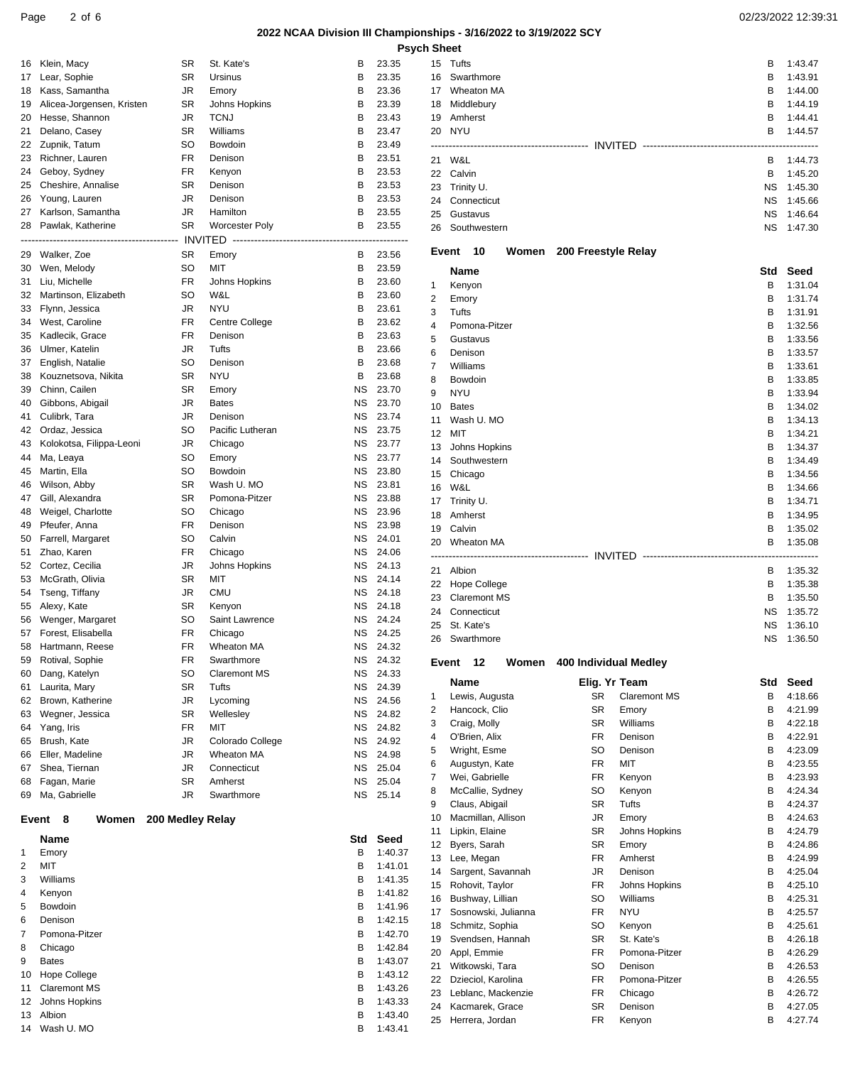## 2022 NCAA Division III Championships - 3/16/2022 to 3/19/2022 SCY

### Psych Sheet

| | Name | Yr | Team | Std | Seed |
|---|---|---|---|---|---|
| 16 | Klein, Macy | SR | St. Kate's | B | 23.35 |
| 17 | Lear, Sophie | SR | Ursinus | B | 23.35 |
| 18 | Kass, Samantha | JR | Emory | B | 23.36 |
| 19 | Alicea-Jorgensen, Kristen | SR | Johns Hopkins | B | 23.39 |
| 20 | Hesse, Shannon | JR | TCNJ | B | 23.43 |
| 21 | Delano, Casey | SR | Williams | B | 23.47 |
| 22 | Zupnik, Tatum | SO | Bowdoin | B | 23.49 |
| 23 | Richner, Lauren | FR | Denison | B | 23.51 |
| 24 | Geboy, Sydney | FR | Kenyon | B | 23.53 |
| 25 | Cheshire, Annalise | SR | Denison | B | 23.53 |
| 26 | Young, Lauren | JR | Denison | B | 23.53 |
| 27 | Karlson, Samantha | JR | Hamilton | B | 23.55 |
| 28 | Pawlak, Katherine | SR | Worcester Poly | B | 23.55 |
| | INVITED | | | | |
| 29 | Walker, Zoe | SR | Emory | B | 23.56 |
| 30 | Wen, Melody | SO | MIT | B | 23.59 |
| 31 | Liu, Michelle | FR | Johns Hopkins | B | 23.60 |
| 32 | Martinson, Elizabeth | SO | W&L | B | 23.60 |
| 33 | Flynn, Jessica | JR | NYU | B | 23.61 |
| 34 | West, Caroline | FR | Centre College | B | 23.62 |
| 35 | Kadlecik, Grace | FR | Denison | B | 23.63 |
| 36 | Ulmer, Katelin | JR | Tufts | B | 23.66 |
| 37 | English, Natalie | SO | Denison | B | 23.68 |
| 38 | Kouznetsova, Nikita | SR | NYU | B | 23.68 |
| 39 | Chinn, Cailen | SR | Emory | NS | 23.70 |
| 40 | Gibbons, Abigail | JR | Bates | NS | 23.70 |
| 41 | Culibrk, Tara | JR | Denison | NS | 23.74 |
| 42 | Ordaz, Jessica | SO | Pacific Lutheran | NS | 23.75 |
| 43 | Kolokotsa, Filippa-Leoni | JR | Chicago | NS | 23.77 |
| 44 | Ma, Leaya | SO | Emory | NS | 23.77 |
| 45 | Martin, Ella | SO | Bowdoin | NS | 23.80 |
| 46 | Wilson, Abby | SR | Wash U. MO | NS | 23.81 |
| 47 | Gill, Alexandra | SR | Pomona-Pitzer | NS | 23.88 |
| 48 | Weigel, Charlotte | SO | Chicago | NS | 23.96 |
| 49 | Pfeufer, Anna | FR | Denison | NS | 23.98 |
| 50 | Farrell, Margaret | SO | Calvin | NS | 24.01 |
| 51 | Zhao, Karen | FR | Chicago | NS | 24.06 |
| 52 | Cortez, Cecilia | JR | Johns Hopkins | NS | 24.13 |
| 53 | McGrath, Olivia | SR | MIT | NS | 24.14 |
| 54 | Tseng, Tiffany | JR | CMU | NS | 24.18 |
| 55 | Alexy, Kate | SR | Kenyon | NS | 24.18 |
| 56 | Wenger, Margaret | SO | Saint Lawrence | NS | 24.24 |
| 57 | Forest, Elisabella | FR | Chicago | NS | 24.25 |
| 58 | Hartmann, Reese | FR | Wheaton MA | NS | 24.32 |
| 59 | Rotival, Sophie | FR | Swarthmore | NS | 24.32 |
| 60 | Dang, Katelyn | SO | Claremont MS | NS | 24.33 |
| 61 | Laurita, Mary | SR | Tufts | NS | 24.39 |
| 62 | Brown, Katherine | JR | Lycoming | NS | 24.56 |
| 63 | Wegner, Jessica | SR | Wellesley | NS | 24.82 |
| 64 | Yang, Iris | FR | MIT | NS | 24.82 |
| 65 | Brush, Kate | JR | Colorado College | NS | 24.92 |
| 66 | Eller, Madeline | JR | Wheaton MA | NS | 24.98 |
| 67 | Shea, Tiernan | JR | Connecticut | NS | 25.04 |
| 68 | Fagan, Marie | SR | Amherst | NS | 25.04 |
| 69 | Ma, Gabrielle | JR | Swarthmore | NS | 25.14 |

### Event 8 Women 200 Medley Relay

| | Name | Std | Seed |
|---|---|---|---|
| 1 | Emory | B | 1:40.37 |
| 2 | MIT | B | 1:41.01 |
| 3 | Williams | B | 1:41.35 |
| 4 | Kenyon | B | 1:41.82 |
| 5 | Bowdoin | B | 1:41.96 |
| 6 | Denison | B | 1:42.15 |
| 7 | Pomona-Pitzer | B | 1:42.70 |
| 8 | Chicago | B | 1:42.84 |
| 9 | Bates | B | 1:43.07 |
| 10 | Hope College | B | 1:43.12 |
| 11 | Claremont MS | B | 1:43.26 |
| 12 | Johns Hopkins | B | 1:43.33 |
| 13 | Albion | B | 1:43.40 |
| 14 | Wash U. MO | B | 1:43.41 |
| 15 | Tufts | B | 1:43.47 |
| 16 | Swarthmore | B | 1:43.91 |
| 17 | Wheaton MA | B | 1:44.00 |
| 18 | Middlebury | B | 1:44.19 |
| 19 | Amherst | B | 1:44.41 |
| 20 | NYU | B | 1:44.57 |
| | INVITED | | |
| 21 | W&L | B | 1:44.73 |
| 22 | Calvin | B | 1:45.20 |
| 23 | Trinity U. | NS | 1:45.30 |
| 24 | Connecticut | NS | 1:45.66 |
| 25 | Gustavus | NS | 1:46.64 |
| 26 | Southwestern | NS | 1:47.30 |

### Event 10 Women 200 Freestyle Relay

| | Name | Std | Seed |
|---|---|---|---|
| 1 | Kenyon | B | 1:31.04 |
| 2 | Emory | B | 1:31.74 |
| 3 | Tufts | B | 1:31.91 |
| 4 | Pomona-Pitzer | B | 1:32.56 |
| 5 | Gustavus | B | 1:33.56 |
| 6 | Denison | B | 1:33.57 |
| 7 | Williams | B | 1:33.61 |
| 8 | Bowdoin | B | 1:33.85 |
| 9 | NYU | B | 1:33.94 |
| 10 | Bates | B | 1:34.02 |
| 11 | Wash U. MO | B | 1:34.13 |
| 12 | MIT | B | 1:34.21 |
| 13 | Johns Hopkins | B | 1:34.37 |
| 14 | Southwestern | B | 1:34.49 |
| 15 | Chicago | B | 1:34.56 |
| 16 | W&L | B | 1:34.66 |
| 17 | Trinity U. | B | 1:34.71 |
| 18 | Amherst | B | 1:34.95 |
| 19 | Calvin | B | 1:35.02 |
| 20 | Wheaton MA | B | 1:35.08 |
| | INVITED | | |
| 21 | Albion | B | 1:35.32 |
| 22 | Hope College | B | 1:35.38 |
| 23 | Claremont MS | B | 1:35.50 |
| 24 | Connecticut | NS | 1:35.72 |
| 25 | St. Kate's | NS | 1:36.10 |
| 26 | Swarthmore | NS | 1:36.50 |

### Event 12 Women 400 Individual Medley

| | Name | Elig. Yr | Team | Std | Seed |
|---|---|---|---|---|---|
| 1 | Lewis, Augusta | SR | Claremont MS | B | 4:18.66 |
| 2 | Hancock, Clio | SR | Emory | B | 4:21.99 |
| 3 | Craig, Molly | SR | Williams | B | 4:22.18 |
| 4 | O'Brien, Alix | FR | Denison | B | 4:22.91 |
| 5 | Wright, Esme | SO | Denison | B | 4:23.09 |
| 6 | Augustyn, Kate | FR | MIT | B | 4:23.55 |
| 7 | Wei, Gabrielle | FR | Kenyon | B | 4:23.93 |
| 8 | McCallie, Sydney | SO | Kenyon | B | 4:24.34 |
| 9 | Claus, Abigail | SR | Tufts | B | 4:24.37 |
| 10 | Macmillan, Allison | JR | Emory | B | 4:24.63 |
| 11 | Lipkin, Elaine | SR | Johns Hopkins | B | 4:24.79 |
| 12 | Byers, Sarah | SR | Emory | B | 4:24.86 |
| 13 | Lee, Megan | FR | Amherst | B | 4:24.99 |
| 14 | Sargent, Savannah | JR | Denison | B | 4:25.04 |
| 15 | Rohovit, Taylor | FR | Johns Hopkins | B | 4:25.10 |
| 16 | Bushway, Lillian | SO | Williams | B | 4:25.31 |
| 17 | Sosnowski, Julianna | FR | NYU | B | 4:25.57 |
| 18 | Schmitz, Sophia | SO | Kenyon | B | 4:25.61 |
| 19 | Svendsen, Hannah | SR | St. Kate's | B | 4:26.18 |
| 20 | Appl, Emmie | FR | Pomona-Pitzer | B | 4:26.29 |
| 21 | Witkowski, Tara | SO | Denison | B | 4:26.53 |
| 22 | Dzieciol, Karolina | FR | Pomona-Pitzer | B | 4:26.55 |
| 23 | Leblanc, Mackenzie | FR | Chicago | B | 4:26.72 |
| 24 | Kacmarek, Grace | SR | Denison | B | 4:27.05 |
| 25 | Herrera, Jordan | FR | Kenyon | B | 4:27.74 |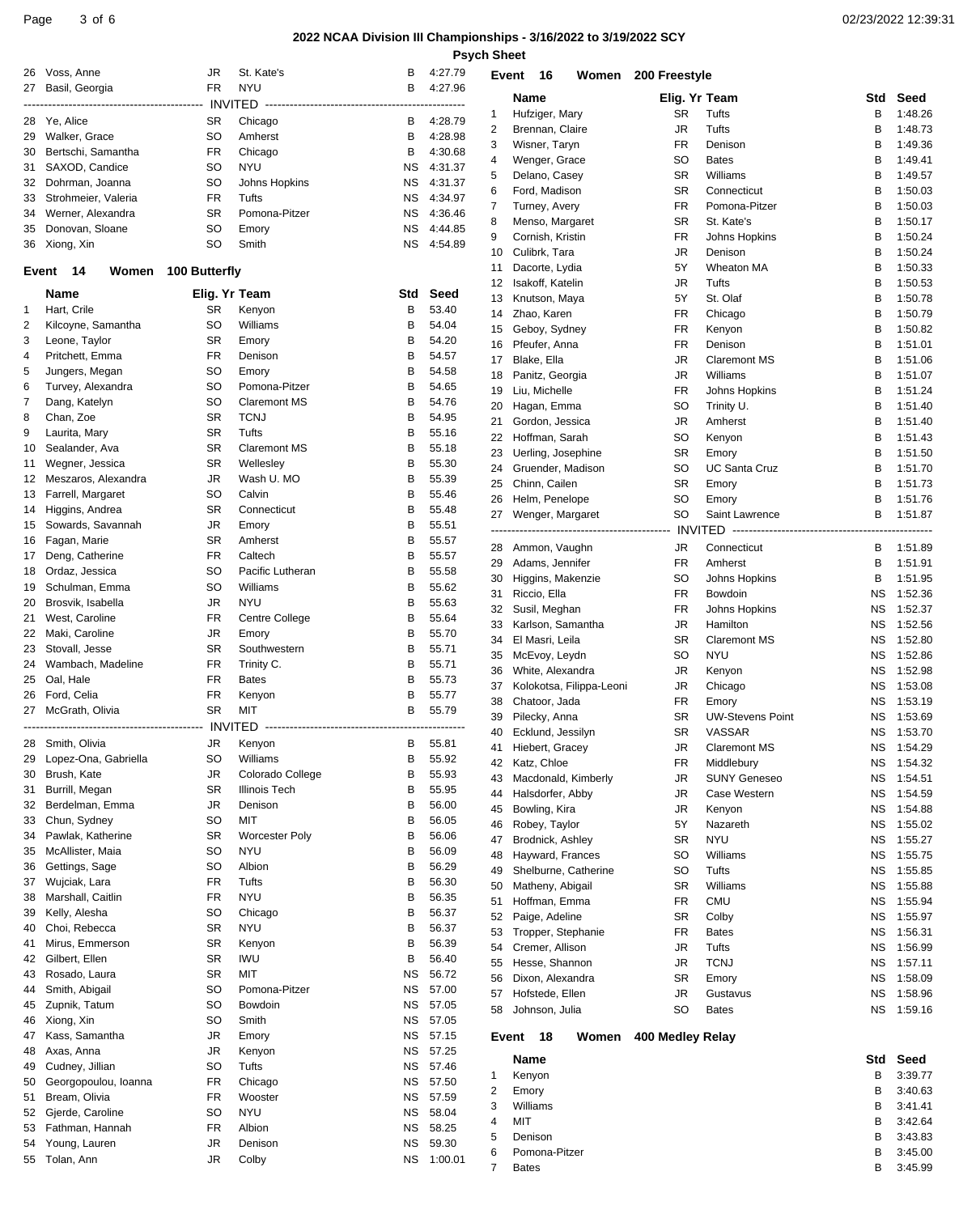## 2022 NCAA Division III Championships - 3/16/2022 to 3/19/2022 SCY

### Psych Sheet

| | Name | Elig. Yr | Team | Std | Seed |
|---|---|---|---|---|---|
| 26 | Voss, Anne | JR | St. Kate's | B | 4:27.79 |
| 27 | Basil, Georgia | FR | NYU | B | 4:27.96 |
| | ------ INVITED ------ | | | | |
| 28 | Ye, Alice | SR | Chicago | B | 4:28.79 |
| 29 | Walker, Grace | SO | Amherst | B | 4:28.98 |
| 30 | Bertschi, Samantha | FR | Chicago | B | 4:30.68 |
| 31 | SAXOD, Candice | SO | NYU | NS | 4:31.37 |
| 32 | Dohrman, Joanna | SO | Johns Hopkins | NS | 4:31.37 |
| 33 | Strohmeier, Valeria | FR | Tufts | NS | 4:34.97 |
| 34 | Werner, Alexandra | SR | Pomona-Pitzer | NS | 4:36.46 |
| 35 | Donovan, Sloane | SO | Emory | NS | 4:44.85 |
| 36 | Xiong, Xin | SO | Smith | NS | 4:54.89 |

### Event 14 Women 100 Butterfly

| | Name | Elig. Yr | Team | Std | Seed |
|---|---|---|---|---|---|
| 1 | Hart, Crile | SR | Kenyon | B | 53.40 |
| 2 | Kilcoyne, Samantha | SO | Williams | B | 54.04 |
| 3 | Leone, Taylor | SR | Emory | B | 54.20 |
| 4 | Pritchett, Emma | FR | Denison | B | 54.57 |
| 5 | Jungers, Megan | SO | Emory | B | 54.58 |
| 6 | Turvey, Alexandra | SO | Pomona-Pitzer | B | 54.65 |
| 7 | Dang, Katelyn | SO | Claremont MS | B | 54.76 |
| 8 | Chan, Zoe | SR | TCNJ | B | 54.95 |
| 9 | Laurita, Mary | SR | Tufts | B | 55.16 |
| 10 | Sealander, Ava | SR | Claremont MS | B | 55.18 |
| 11 | Wegner, Jessica | SR | Wellesley | B | 55.30 |
| 12 | Meszaros, Alexandra | JR | Wash U. MO | B | 55.39 |
| 13 | Farrell, Margaret | SO | Calvin | B | 55.46 |
| 14 | Higgins, Andrea | SR | Connecticut | B | 55.48 |
| 15 | Sowards, Savannah | JR | Emory | B | 55.51 |
| 16 | Fagan, Marie | SR | Amherst | B | 55.57 |
| 17 | Deng, Catherine | FR | Caltech | B | 55.57 |
| 18 | Ordaz, Jessica | SO | Pacific Lutheran | B | 55.58 |
| 19 | Schulman, Emma | SO | Williams | B | 55.62 |
| 20 | Brosvik, Isabella | JR | NYU | B | 55.63 |
| 21 | West, Caroline | FR | Centre College | B | 55.64 |
| 22 | Maki, Caroline | JR | Emory | B | 55.70 |
| 23 | Stovall, Jesse | SR | Southwestern | B | 55.71 |
| 24 | Wambach, Madeline | FR | Trinity C. | B | 55.71 |
| 25 | Oal, Hale | FR | Bates | B | 55.73 |
| 26 | Ford, Celia | FR | Kenyon | B | 55.77 |
| 27 | McGrath, Olivia | SR | MIT | B | 55.79 |
| | ------ INVITED ------ | | | | |
| 28 | Smith, Olivia | JR | Kenyon | B | 55.81 |
| 29 | Lopez-Ona, Gabriella | SO | Williams | B | 55.92 |
| 30 | Brush, Kate | JR | Colorado College | B | 55.93 |
| 31 | Burrill, Megan | SR | Illinois Tech | B | 55.95 |
| 32 | Berdelman, Emma | JR | Denison | B | 56.00 |
| 33 | Chun, Sydney | SO | MIT | B | 56.05 |
| 34 | Pawlak, Katherine | SR | Worcester Poly | B | 56.06 |
| 35 | McAllister, Maia | SO | NYU | B | 56.09 |
| 36 | Gettings, Sage | SO | Albion | B | 56.29 |
| 37 | Wujciak, Lara | FR | Tufts | B | 56.30 |
| 38 | Marshall, Caitlin | FR | NYU | B | 56.35 |
| 39 | Kelly, Alesha | SO | Chicago | B | 56.37 |
| 40 | Choi, Rebecca | SR | NYU | B | 56.37 |
| 41 | Mirus, Emmerson | SR | Kenyon | B | 56.39 |
| 42 | Gilbert, Ellen | SR | IWU | B | 56.40 |
| 43 | Rosado, Laura | SR | MIT | NS | 56.72 |
| 44 | Smith, Abigail | SO | Pomona-Pitzer | NS | 57.00 |
| 45 | Zupnik, Tatum | SO | Bowdoin | NS | 57.05 |
| 46 | Xiong, Xin | SO | Smith | NS | 57.05 |
| 47 | Kass, Samantha | JR | Emory | NS | 57.15 |
| 48 | Axas, Anna | JR | Kenyon | NS | 57.25 |
| 49 | Cudney, Jillian | SO | Tufts | NS | 57.46 |
| 50 | Georgopoulou, Ioanna | FR | Chicago | NS | 57.50 |
| 51 | Bream, Olivia | FR | Wooster | NS | 57.59 |
| 52 | Gjerde, Caroline | SO | NYU | NS | 58.04 |
| 53 | Fathman, Hannah | FR | Albion | NS | 58.25 |
| 54 | Young, Lauren | JR | Denison | NS | 59.30 |
| 55 | Tolan, Ann | JR | Colby | NS | 1:00.01 |

### Event 16 Women 200 Freestyle

| | Name | Elig. Yr | Team | Std | Seed |
|---|---|---|---|---|---|
| 1 | Hufziger, Mary | SR | Tufts | B | 1:48.26 |
| 2 | Brennan, Claire | JR | Tufts | B | 1:48.73 |
| 3 | Wisner, Taryn | FR | Denison | B | 1:49.36 |
| 4 | Wenger, Grace | SO | Bates | B | 1:49.41 |
| 5 | Delano, Casey | SR | Williams | B | 1:49.57 |
| 6 | Ford, Madison | SR | Connecticut | B | 1:50.03 |
| 7 | Turney, Avery | FR | Pomona-Pitzer | B | 1:50.03 |
| 8 | Menso, Margaret | SR | St. Kate's | B | 1:50.17 |
| 9 | Cornish, Kristin | FR | Johns Hopkins | B | 1:50.24 |
| 10 | Culibrk, Tara | JR | Denison | B | 1:50.24 |
| 11 | Dacorte, Lydia | 5Y | Wheaton MA | B | 1:50.33 |
| 12 | Isakoff, Katelin | JR | Tufts | B | 1:50.53 |
| 13 | Knutson, Maya | 5Y | St. Olaf | B | 1:50.78 |
| 14 | Zhao, Karen | FR | Chicago | B | 1:50.79 |
| 15 | Geboy, Sydney | FR | Kenyon | B | 1:50.82 |
| 16 | Pfeufer, Anna | FR | Denison | B | 1:51.01 |
| 17 | Blake, Ella | JR | Claremont MS | B | 1:51.06 |
| 18 | Panitz, Georgia | JR | Williams | B | 1:51.07 |
| 19 | Liu, Michelle | FR | Johns Hopkins | B | 1:51.24 |
| 20 | Hagan, Emma | SO | Trinity U. | B | 1:51.40 |
| 21 | Gordon, Jessica | JR | Amherst | B | 1:51.40 |
| 22 | Hoffman, Sarah | SO | Kenyon | B | 1:51.43 |
| 23 | Uerling, Josephine | SR | Emory | B | 1:51.50 |
| 24 | Gruender, Madison | SO | UC Santa Cruz | B | 1:51.70 |
| 25 | Chinn, Cailen | SR | Emory | B | 1:51.73 |
| 26 | Helm, Penelope | SO | Emory | B | 1:51.76 |
| 27 | Wenger, Margaret | SO | Saint Lawrence | B | 1:51.87 |
| | ------ INVITED ------ | | | | |
| 28 | Ammon, Vaughn | JR | Connecticut | B | 1:51.89 |
| 29 | Adams, Jennifer | FR | Amherst | B | 1:51.91 |
| 30 | Higgins, Makenzie | SO | Johns Hopkins | B | 1:51.95 |
| 31 | Riccio, Ella | FR | Bowdoin | NS | 1:52.36 |
| 32 | Susil, Meghan | FR | Johns Hopkins | NS | 1:52.37 |
| 33 | Karlson, Samantha | JR | Hamilton | NS | 1:52.56 |
| 34 | El Masri, Leila | SR | Claremont MS | NS | 1:52.80 |
| 35 | McEvoy, Leydn | SO | NYU | NS | 1:52.86 |
| 36 | White, Alexandra | JR | Kenyon | NS | 1:52.98 |
| 37 | Kolokotsa, Filippa-Leoni | JR | Chicago | NS | 1:53.08 |
| 38 | Chatoor, Jada | FR | Emory | NS | 1:53.19 |
| 39 | Pilecky, Anna | SR | UW-Stevens Point | NS | 1:53.69 |
| 40 | Ecklund, Jessilyn | SR | VASSAR | NS | 1:53.70 |
| 41 | Hiebert, Gracey | JR | Claremont MS | NS | 1:54.29 |
| 42 | Katz, Chloe | FR | Middlebury | NS | 1:54.32 |
| 43 | Macdonald, Kimberly | JR | SUNY Geneseo | NS | 1:54.51 |
| 44 | Halsdorfer, Abby | JR | Case Western | NS | 1:54.59 |
| 45 | Bowling, Kira | JR | Kenyon | NS | 1:54.88 |
| 46 | Robey, Taylor | 5Y | Nazareth | NS | 1:55.02 |
| 47 | Brodnick, Ashley | SR | NYU | NS | 1:55.27 |
| 48 | Hayward, Frances | SO | Williams | NS | 1:55.75 |
| 49 | Shelburne, Catherine | SO | Tufts | NS | 1:55.85 |
| 50 | Matheny, Abigail | SR | Williams | NS | 1:55.88 |
| 51 | Hoffman, Emma | FR | CMU | NS | 1:55.94 |
| 52 | Paige, Adeline | SR | Colby | NS | 1:55.97 |
| 53 | Tropper, Stephanie | FR | Bates | NS | 1:56.31 |
| 54 | Cremer, Allison | JR | Tufts | NS | 1:56.99 |
| 55 | Hesse, Shannon | JR | TCNJ | NS | 1:57.11 |
| 56 | Dixon, Alexandra | SR | Emory | NS | 1:58.09 |
| 57 | Hofstede, Ellen | JR | Gustavus | NS | 1:58.96 |
| 58 | Johnson, Julia | SO | Bates | NS | 1:59.16 |

### Event 18 Women 400 Medley Relay

| | Name | Std | Seed |
|---|---|---|---|
| 1 | Kenyon | B | 3:39.77 |
| 2 | Emory | B | 3:40.63 |
| 3 | Williams | B | 3:41.41 |
| 4 | MIT | B | 3:42.64 |
| 5 | Denison | B | 3:43.83 |
| 6 | Pomona-Pitzer | B | 3:45.00 |
| 7 | Bates | B | 3:45.99 |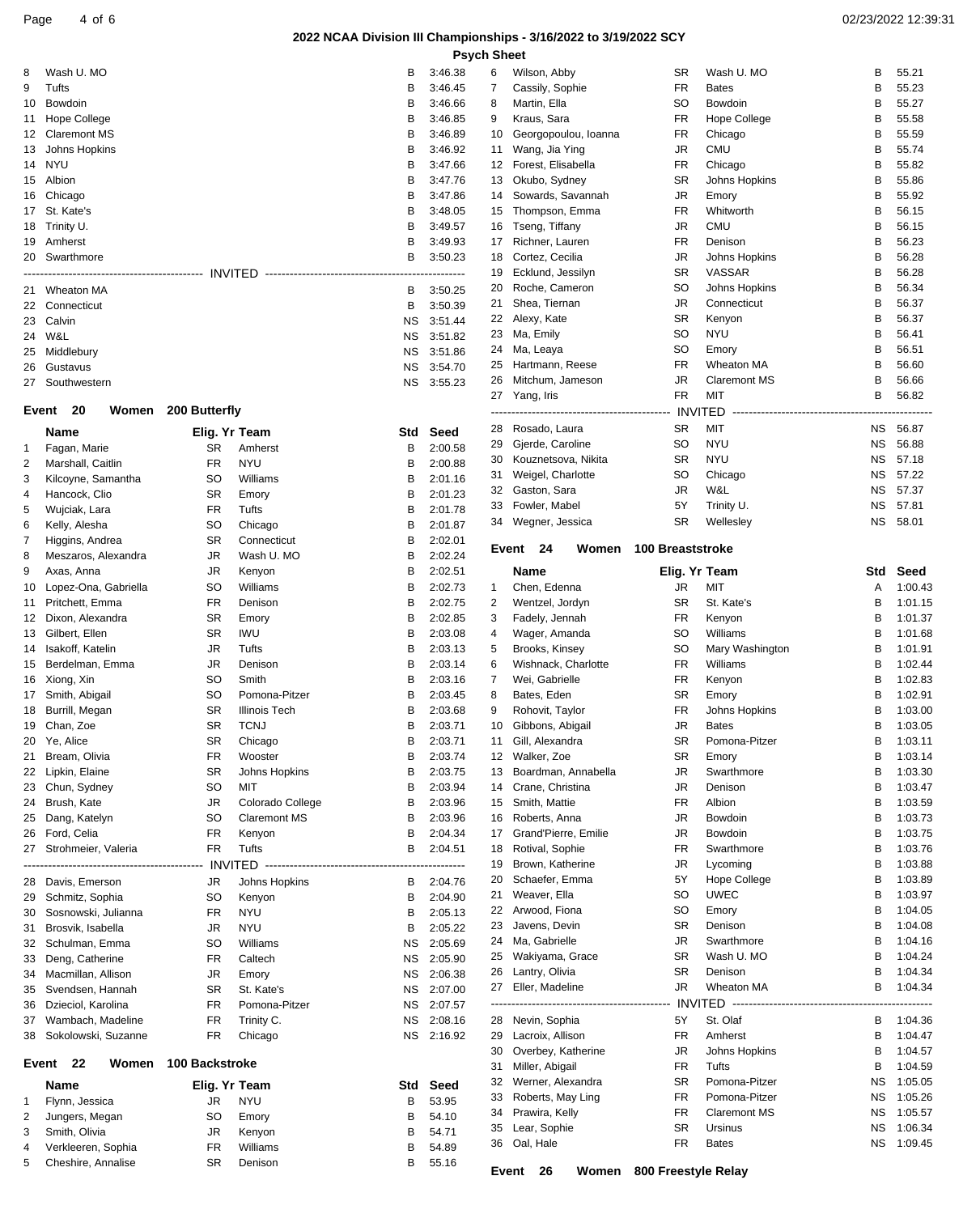## 2022 NCAA Division III Championships - 3/16/2022 to 3/19/2022 SCY

### Psych Sheet

| | | | |
|---|---|---|---|
| 8 | Wash U. MO | B | 3:46.38 |
| 9 | Tufts | B | 3:46.45 |
| 10 | Bowdoin | B | 3:46.66 |
| 11 | Hope College | B | 3:46.85 |
| 12 | Claremont MS | B | 3:46.89 |
| 13 | Johns Hopkins | B | 3:46.92 |
| 14 | NYU | B | 3:47.66 |
| 15 | Albion | B | 3:47.76 |
| 16 | Chicago | B | 3:47.86 |
| 17 | St. Kate's | B | 3:48.05 |
| 18 | Trinity U. | B | 3:49.57 |
| 19 | Amherst | B | 3:49.93 |
| 20 | Swarthmore | B | 3:50.23 |
| | INVITED | | |
| 21 | Wheaton MA | B | 3:50.25 |
| 22 | Connecticut | B | 3:50.39 |
| 23 | Calvin | NS | 3:51.44 |
| 24 | W&L | NS | 3:51.82 |
| 25 | Middlebury | NS | 3:51.86 |
| 26 | Gustavus | NS | 3:54.70 |
| 27 | Southwestern | NS | 3:55.23 |

### Event 20 Women 200 Butterfly

| | Name | Elig. Yr | Team | Std | Seed |
|---|---|---|---|---|---|
| 1 | Fagan, Marie | SR | Amherst | B | 2:00.58 |
| 2 | Marshall, Caitlin | FR | NYU | B | 2:00.88 |
| 3 | Kilcoyne, Samantha | SO | Williams | B | 2:01.16 |
| 4 | Hancock, Clio | SR | Emory | B | 2:01.23 |
| 5 | Wujciak, Lara | FR | Tufts | B | 2:01.78 |
| 6 | Kelly, Alesha | SO | Chicago | B | 2:01.87 |
| 7 | Higgins, Andrea | SR | Connecticut | B | 2:02.01 |
| 8 | Meszaros, Alexandra | JR | Wash U. MO | B | 2:02.24 |
| 9 | Axas, Anna | JR | Kenyon | B | 2:02.51 |
| 10 | Lopez-Ona, Gabriella | SO | Williams | B | 2:02.73 |
| 11 | Pritchett, Emma | FR | Denison | B | 2:02.75 |
| 12 | Dixon, Alexandra | SR | Emory | B | 2:02.85 |
| 13 | Gilbert, Ellen | SR | IWU | B | 2:03.08 |
| 14 | Isakoff, Katelin | JR | Tufts | B | 2:03.13 |
| 15 | Berdelman, Emma | JR | Denison | B | 2:03.14 |
| 16 | Xiong, Xin | SO | Smith | B | 2:03.16 |
| 17 | Smith, Abigail | SO | Pomona-Pitzer | B | 2:03.45 |
| 18 | Burrill, Megan | SR | Illinois Tech | B | 2:03.68 |
| 19 | Chan, Zoe | SR | TCNJ | B | 2:03.71 |
| 20 | Ye, Alice | SR | Chicago | B | 2:03.71 |
| 21 | Bream, Olivia | FR | Wooster | B | 2:03.74 |
| 22 | Lipkin, Elaine | SR | Johns Hopkins | B | 2:03.75 |
| 23 | Chun, Sydney | SO | MIT | B | 2:03.94 |
| 24 | Brush, Kate | JR | Colorado College | B | 2:03.96 |
| 25 | Dang, Katelyn | SO | Claremont MS | B | 2:03.96 |
| 26 | Ford, Celia | FR | Kenyon | B | 2:04.34 |
| 27 | Strohmeier, Valeria | FR | Tufts | B | 2:04.51 |
| | INVITED | | | | |
| 28 | Davis, Emerson | JR | Johns Hopkins | B | 2:04.76 |
| 29 | Schmitz, Sophia | SO | Kenyon | B | 2:04.90 |
| 30 | Sosnowski, Julianna | FR | NYU | B | 2:05.13 |
| 31 | Brosvik, Isabella | JR | NYU | B | 2:05.22 |
| 32 | Schulman, Emma | SO | Williams | NS | 2:05.69 |
| 33 | Deng, Catherine | FR | Caltech | NS | 2:05.90 |
| 34 | Macmillan, Allison | JR | Emory | NS | 2:06.38 |
| 35 | Svendsen, Hannah | SR | St. Kate's | NS | 2:07.00 |
| 36 | Dzieciol, Karolina | FR | Pomona-Pitzer | NS | 2:07.57 |
| 37 | Wambach, Madeline | FR | Trinity C. | NS | 2:08.16 |
| 38 | Sokolowski, Suzanne | FR | Chicago | NS | 2:16.92 |

### Event 22 Women 100 Backstroke

| | Name | Elig. Yr | Team | Std | Seed |
|---|---|---|---|---|---|
| 1 | Flynn, Jessica | JR | NYU | B | 53.95 |
| 2 | Jungers, Megan | SO | Emory | B | 54.10 |
| 3 | Smith, Olivia | JR | Kenyon | B | 54.71 |
| 4 | Verkleeren, Sophia | FR | Williams | B | 54.89 |
| 5 | Cheshire, Annalise | SR | Denison | B | 55.16 |
| 6 | Wilson, Abby | SR | Wash U. MO | B | 55.21 |
| 7 | Cassily, Sophie | FR | Bates | B | 55.23 |
| 8 | Martin, Ella | SO | Bowdoin | B | 55.27 |
| 9 | Kraus, Sara | FR | Hope College | B | 55.58 |
| 10 | Georgopoulou, Ioanna | FR | Chicago | B | 55.59 |
| 11 | Wang, Jia Ying | JR | CMU | B | 55.74 |
| 12 | Forest, Elisabella | FR | Chicago | B | 55.82 |
| 13 | Okubo, Sydney | SR | Johns Hopkins | B | 55.86 |
| 14 | Sowards, Savannah | JR | Emory | B | 55.92 |
| 15 | Thompson, Emma | FR | Whitworth | B | 56.15 |
| 16 | Tseng, Tiffany | JR | CMU | B | 56.15 |
| 17 | Richner, Lauren | FR | Denison | B | 56.23 |
| 18 | Cortez, Cecilia | JR | Johns Hopkins | B | 56.28 |
| 19 | Ecklund, Jessilyn | SR | VASSAR | B | 56.28 |
| 20 | Roche, Cameron | SO | Johns Hopkins | B | 56.34 |
| 21 | Shea, Tiernan | JR | Connecticut | B | 56.37 |
| 22 | Alexy, Kate | SR | Kenyon | B | 56.37 |
| 23 | Ma, Emily | SO | NYU | B | 56.41 |
| 24 | Ma, Leaya | SO | Emory | B | 56.51 |
| 25 | Hartmann, Reese | FR | Wheaton MA | B | 56.60 |
| 26 | Mitchum, Jameson | JR | Claremont MS | B | 56.66 |
| 27 | Yang, Iris | FR | MIT | B | 56.82 |
| | INVITED | | | | |
| 28 | Rosado, Laura | SR | MIT | NS | 56.87 |
| 29 | Gjerde, Caroline | SO | NYU | NS | 56.88 |
| 30 | Kouznetsova, Nikita | SR | NYU | NS | 57.18 |
| 31 | Weigel, Charlotte | SO | Chicago | NS | 57.22 |
| 32 | Gaston, Sara | JR | W&L | NS | 57.37 |
| 33 | Fowler, Mabel | 5Y | Trinity U. | NS | 57.81 |
| 34 | Wegner, Jessica | SR | Wellesley | NS | 58.01 |

### Event 24 Women 100 Breaststroke

| | Name | Elig. Yr | Team | Std | Seed |
|---|---|---|---|---|---|
| 1 | Chen, Edenna | JR | MIT | A | 1:00.43 |
| 2 | Wentzel, Jordyn | SR | St. Kate's | B | 1:01.15 |
| 3 | Fadely, Jennah | FR | Kenyon | B | 1:01.37 |
| 4 | Wager, Amanda | SO | Williams | B | 1:01.68 |
| 5 | Brooks, Kinsey | SO | Mary Washington | B | 1:01.91 |
| 6 | Wishnack, Charlotte | FR | Williams | B | 1:02.44 |
| 7 | Wei, Gabrielle | FR | Kenyon | B | 1:02.83 |
| 8 | Bates, Eden | SR | Emory | B | 1:02.91 |
| 9 | Rohovit, Taylor | FR | Johns Hopkins | B | 1:03.00 |
| 10 | Gibbons, Abigail | JR | Bates | B | 1:03.05 |
| 11 | Gill, Alexandra | SR | Pomona-Pitzer | B | 1:03.11 |
| 12 | Walker, Zoe | SR | Emory | B | 1:03.14 |
| 13 | Boardman, Annabella | JR | Swarthmore | B | 1:03.30 |
| 14 | Crane, Christina | JR | Denison | B | 1:03.47 |
| 15 | Smith, Mattie | FR | Albion | B | 1:03.59 |
| 16 | Roberts, Anna | JR | Bowdoin | B | 1:03.73 |
| 17 | Grand'Pierre, Emilie | JR | Bowdoin | B | 1:03.75 |
| 18 | Rotival, Sophie | FR | Swarthmore | B | 1:03.76 |
| 19 | Brown, Katherine | JR | Lycoming | B | 1:03.88 |
| 20 | Schaefer, Emma | 5Y | Hope College | B | 1:03.89 |
| 21 | Weaver, Ella | SO | UWEC | B | 1:03.97 |
| 22 | Arwood, Fiona | SO | Emory | B | 1:04.05 |
| 23 | Javens, Devin | SR | Denison | B | 1:04.08 |
| 24 | Ma, Gabrielle | JR | Swarthmore | B | 1:04.16 |
| 25 | Wakiyama, Grace | SR | Wash U. MO | B | 1:04.24 |
| 26 | Lantry, Olivia | SR | Denison | B | 1:04.34 |
| 27 | Eller, Madeline | JR | Wheaton MA | B | 1:04.34 |
| | INVITED | | | | |
| 28 | Nevin, Sophia | 5Y | St. Olaf | B | 1:04.36 |
| 29 | Lacroix, Allison | FR | Amherst | B | 1:04.47 |
| 30 | Overbey, Katherine | JR | Johns Hopkins | B | 1:04.57 |
| 31 | Miller, Abigail | FR | Tufts | B | 1:04.59 |
| 32 | Werner, Alexandra | SR | Pomona-Pitzer | NS | 1:05.05 |
| 33 | Roberts, May Ling | FR | Pomona-Pitzer | NS | 1:05.26 |
| 34 | Prawira, Kelly | FR | Claremont MS | NS | 1:05.57 |
| 35 | Lear, Sophie | SR | Ursinus | NS | 1:06.34 |
| 36 | Oal, Hale | FR | Bates | NS | 1:09.45 |

### Event 26 Women 800 Freestyle Relay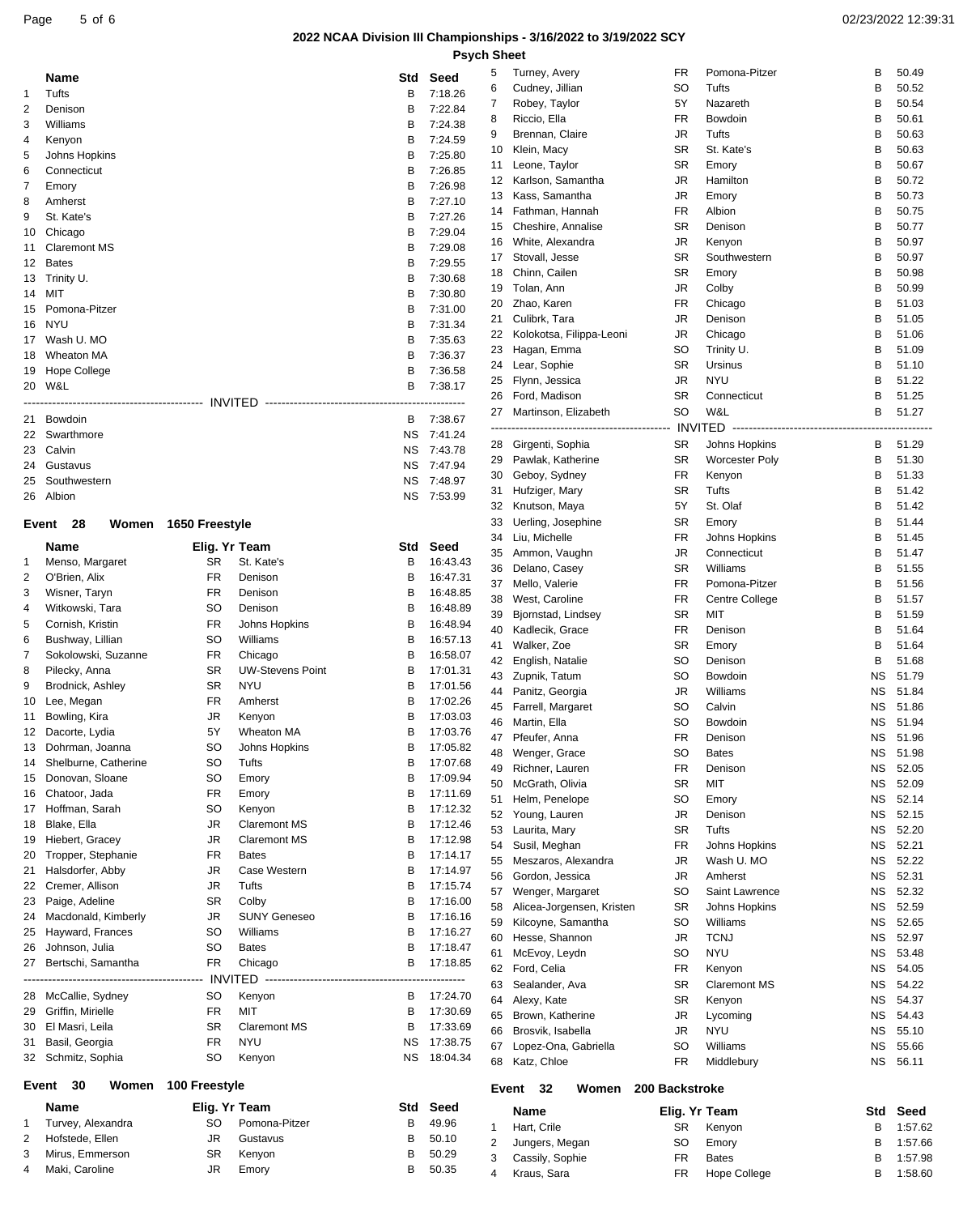## 2022 NCAA Division III Championships - 3/16/2022 to 3/19/2022 SCY

### Psych Sheet

| | Name | Std | Seed |
|---|---|---|---|
| 1 | Tufts | B | 7:18.26 |
| 2 | Denison | B | 7:22.84 |
| 3 | Williams | B | 7:24.38 |
| 4 | Kenyon | B | 7:24.59 |
| 5 | Johns Hopkins | B | 7:25.80 |
| 6 | Connecticut | B | 7:26.85 |
| 7 | Emory | B | 7:26.98 |
| 8 | Amherst | B | 7:27.10 |
| 9 | St. Kate's | B | 7:27.26 |
| 10 | Chicago | B | 7:29.04 |
| 11 | Claremont MS | B | 7:29.08 |
| 12 | Bates | B | 7:29.55 |
| 13 | Trinity U. | B | 7:30.68 |
| 14 | MIT | B | 7:30.80 |
| 15 | Pomona-Pitzer | B | 7:31.00 |
| 16 | NYU | B | 7:31.34 |
| 17 | Wash U. MO | B | 7:35.63 |
| 18 | Wheaton MA | B | 7:36.37 |
| 19 | Hope College | B | 7:36.58 |
| 20 | W&L | B | 7:38.17 |
| | INVITED | | |
| 21 | Bowdoin | B | 7:38.67 |
| 22 | Swarthmore | NS | 7:41.24 |
| 23 | Calvin | NS | 7:43.78 |
| 24 | Gustavus | NS | 7:47.94 |
| 25 | Southwestern | NS | 7:48.97 |
| 26 | Albion | NS | 7:53.99 |

### Event 28 Women 1650 Freestyle

| | Name | Elig. Yr | Team | Std | Seed |
|---|---|---|---|---|---|
| 1 | Menso, Margaret | SR | St. Kate's | B | 16:43.43 |
| 2 | O'Brien, Alix | FR | Denison | B | 16:47.31 |
| 3 | Wisner, Taryn | FR | Denison | B | 16:48.85 |
| 4 | Witkowski, Tara | SO | Denison | B | 16:48.89 |
| 5 | Cornish, Kristin | FR | Johns Hopkins | B | 16:48.94 |
| 6 | Bushway, Lillian | SO | Williams | B | 16:57.13 |
| 7 | Sokolowski, Suzanne | FR | Chicago | B | 16:58.07 |
| 8 | Pilecky, Anna | SR | UW-Stevens Point | B | 17:01.31 |
| 9 | Brodnick, Ashley | SR | NYU | B | 17:01.56 |
| 10 | Lee, Megan | FR | Amherst | B | 17:02.26 |
| 11 | Bowling, Kira | JR | Kenyon | B | 17:03.03 |
| 12 | Dacorte, Lydia | 5Y | Wheaton MA | B | 17:03.76 |
| 13 | Dohrman, Joanna | SO | Johns Hopkins | B | 17:05.82 |
| 14 | Shelburne, Catherine | SO | Tufts | B | 17:07.68 |
| 15 | Donovan, Sloane | SO | Emory | B | 17:09.94 |
| 16 | Chatoor, Jada | FR | Emory | B | 17:11.69 |
| 17 | Hoffman, Sarah | SO | Kenyon | B | 17:12.32 |
| 18 | Blake, Ella | JR | Claremont MS | B | 17:12.46 |
| 19 | Hiebert, Gracey | JR | Claremont MS | B | 17:12.98 |
| 20 | Tropper, Stephanie | FR | Bates | B | 17:14.17 |
| 21 | Halsdorfer, Abby | JR | Case Western | B | 17:14.97 |
| 22 | Cremer, Allison | JR | Tufts | B | 17:15.74 |
| 23 | Paige, Adeline | SR | Colby | B | 17:16.00 |
| 24 | Macdonald, Kimberly | JR | SUNY Geneseo | B | 17:16.16 |
| 25 | Hayward, Frances | SO | Williams | B | 17:16.27 |
| 26 | Johnson, Julia | SO | Bates | B | 17:18.47 |
| 27 | Bertschi, Samantha | FR | Chicago | B | 17:18.85 |
| | INVITED | | | | |
| 28 | McCallie, Sydney | SO | Kenyon | B | 17:24.70 |
| 29 | Griffin, Mirielle | FR | MIT | B | 17:30.69 |
| 30 | El Masri, Leila | SR | Claremont MS | B | 17:33.69 |
| 31 | Basil, Georgia | FR | NYU | NS | 17:38.75 |
| 32 | Schmitz, Sophia | SO | Kenyon | NS | 18:04.34 |

### Event 30 Women 100 Freestyle

| | Name | Elig. Yr | Team | Std | Seed |
|---|---|---|---|---|---|
| 1 | Turvey, Alexandra | SO | Pomona-Pitzer | B | 49.96 |
| 2 | Hofstede, Ellen | JR | Gustavus | B | 50.10 |
| 3 | Mirus, Emmerson | SR | Kenyon | B | 50.29 |
| 4 | Maki, Caroline | JR | Emory | B | 50.35 |
| 5 | Turney, Avery | FR | Pomona-Pitzer | B | 50.49 |
| 6 | Cudney, Jillian | SO | Tufts | B | 50.52 |
| 7 | Robey, Taylor | 5Y | Nazareth | B | 50.54 |
| 8 | Riccio, Ella | FR | Bowdoin | B | 50.61 |
| 9 | Brennan, Claire | JR | Tufts | B | 50.63 |
| 10 | Klein, Macy | SR | St. Kate's | B | 50.63 |
| 11 | Leone, Taylor | SR | Emory | B | 50.67 |
| 12 | Karlson, Samantha | JR | Hamilton | B | 50.72 |
| 13 | Kass, Samantha | JR | Emory | B | 50.73 |
| 14 | Fathman, Hannah | FR | Albion | B | 50.75 |
| 15 | Cheshire, Annalise | SR | Denison | B | 50.77 |
| 16 | White, Alexandra | JR | Kenyon | B | 50.97 |
| 17 | Stovall, Jesse | SR | Southwestern | B | 50.97 |
| 18 | Chinn, Cailen | SR | Emory | B | 50.98 |
| 19 | Tolan, Ann | JR | Colby | B | 50.99 |
| 20 | Zhao, Karen | FR | Chicago | B | 51.03 |
| 21 | Culibrk, Tara | JR | Denison | B | 51.05 |
| 22 | Kolokotsa, Filippa-Leoni | JR | Chicago | B | 51.06 |
| 23 | Hagan, Emma | SO | Trinity U. | B | 51.09 |
| 24 | Lear, Sophie | SR | Ursinus | B | 51.10 |
| 25 | Flynn, Jessica | JR | NYU | B | 51.22 |
| 26 | Ford, Madison | SR | Connecticut | B | 51.25 |
| 27 | Martinson, Elizabeth | SO | W&L | B | 51.27 |
| | INVITED | | | | |
| 28 | Girgenti, Sophia | SR | Johns Hopkins | B | 51.29 |
| 29 | Pawlak, Katherine | SR | Worcester Poly | B | 51.30 |
| 30 | Geboy, Sydney | FR | Kenyon | B | 51.33 |
| 31 | Hufziger, Mary | SR | Tufts | B | 51.42 |
| 32 | Knutson, Maya | 5Y | St. Olaf | B | 51.42 |
| 33 | Uerling, Josephine | SR | Emory | B | 51.44 |
| 34 | Liu, Michelle | FR | Johns Hopkins | B | 51.45 |
| 35 | Ammon, Vaughn | JR | Connecticut | B | 51.47 |
| 36 | Delano, Casey | SR | Williams | B | 51.55 |
| 37 | Mello, Valerie | FR | Pomona-Pitzer | B | 51.56 |
| 38 | West, Caroline | FR | Centre College | B | 51.57 |
| 39 | Bjornstad, Lindsey | SR | MIT | B | 51.59 |
| 40 | Kadlecik, Grace | FR | Denison | B | 51.64 |
| 41 | Walker, Zoe | SR | Emory | B | 51.64 |
| 42 | English, Natalie | SO | Denison | B | 51.68 |
| 43 | Zupnik, Tatum | SO | Bowdoin | NS | 51.79 |
| 44 | Panitz, Georgia | JR | Williams | NS | 51.84 |
| 45 | Farrell, Margaret | SO | Calvin | NS | 51.86 |
| 46 | Martin, Ella | SO | Bowdoin | NS | 51.94 |
| 47 | Pfeufer, Anna | FR | Denison | NS | 51.96 |
| 48 | Wenger, Grace | SO | Bates | NS | 51.98 |
| 49 | Richner, Lauren | FR | Denison | NS | 52.05 |
| 50 | McGrath, Olivia | SR | MIT | NS | 52.09 |
| 51 | Helm, Penelope | SO | Emory | NS | 52.14 |
| 52 | Young, Lauren | JR | Denison | NS | 52.15 |
| 53 | Laurita, Mary | SR | Tufts | NS | 52.20 |
| 54 | Susil, Meghan | FR | Johns Hopkins | NS | 52.21 |
| 55 | Meszaros, Alexandra | JR | Wash U. MO | NS | 52.22 |
| 56 | Gordon, Jessica | JR | Amherst | NS | 52.31 |
| 57 | Wenger, Margaret | SO | Saint Lawrence | NS | 52.32 |
| 58 | Alicea-Jorgensen, Kristen | SR | Johns Hopkins | NS | 52.59 |
| 59 | Kilcoyne, Samantha | SO | Williams | NS | 52.65 |
| 60 | Hesse, Shannon | JR | TCNJ | NS | 52.97 |
| 61 | McEvoy, Leydn | SO | NYU | NS | 53.48 |
| 62 | Ford, Celia | FR | Kenyon | NS | 54.05 |
| 63 | Sealander, Ava | SR | Claremont MS | NS | 54.22 |
| 64 | Alexy, Kate | SR | Kenyon | NS | 54.37 |
| 65 | Brown, Katherine | JR | Lycoming | NS | 54.43 |
| 66 | Brosvik, Isabella | JR | NYU | NS | 55.10 |
| 67 | Lopez-Ona, Gabriella | SO | Williams | NS | 55.66 |
| 68 | Katz, Chloe | FR | Middlebury | NS | 56.11 |

### Event 32 Women 200 Backstroke

| | Name | Elig. Yr | Team | Std | Seed |
|---|---|---|---|---|---|
| 1 | Hart, Crile | SR | Kenyon | B | 1:57.62 |
| 2 | Jungers, Megan | SO | Emory | B | 1:57.66 |
| 3 | Cassily, Sophie | FR | Bates | B | 1:57.98 |
| 4 | Kraus, Sara | FR | Hope College | B | 1:58.60 |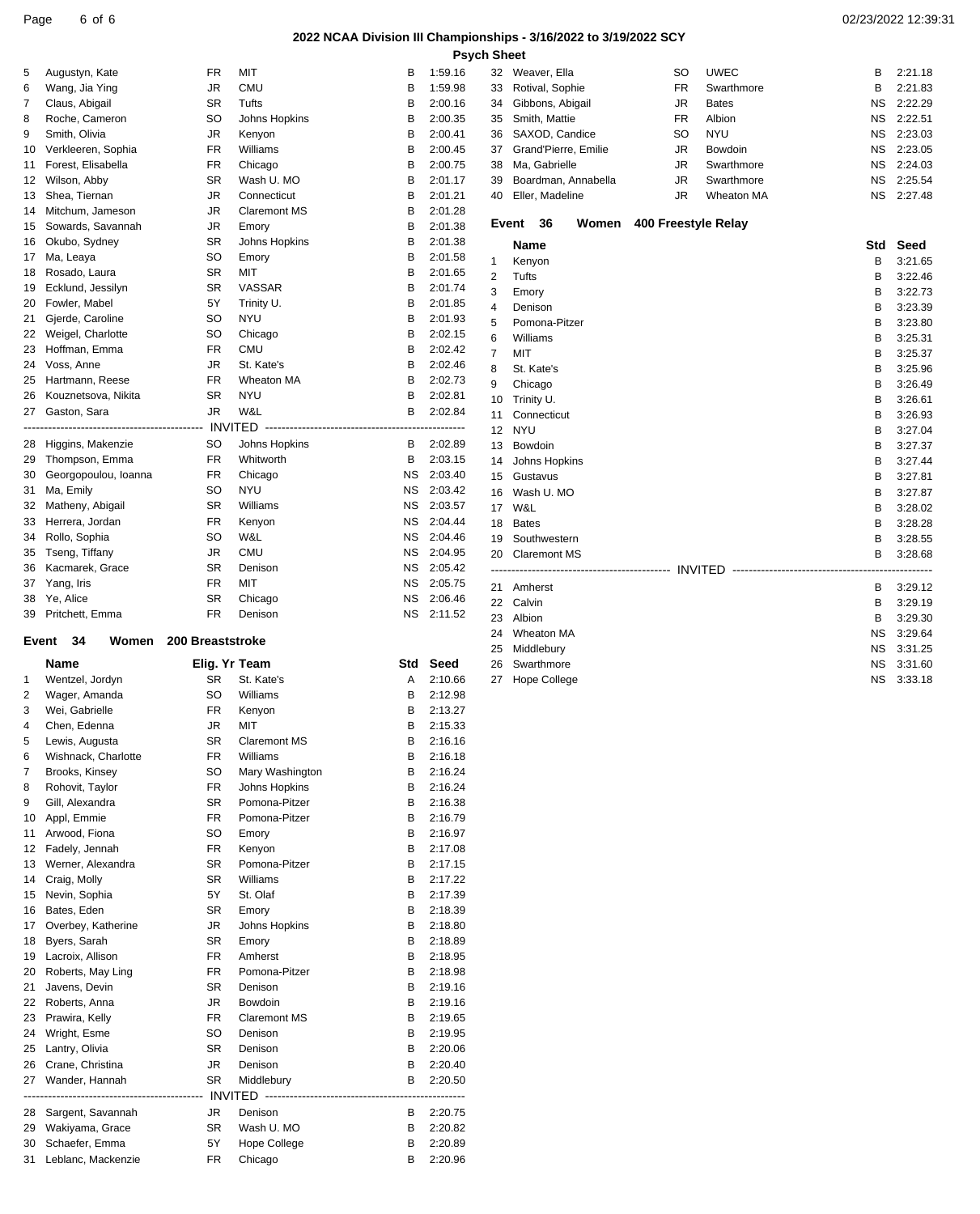## 2022 NCAA Division III Championships - 3/16/2022 to 3/19/2022 SCY

### Psych Sheet

| | Name | Elig. Yr | Team | Std | Seed |
|---|---|---|---|---|---|
| 5 | Augustyn, Kate | FR | MIT | B | 1:59.16 |
| 6 | Wang, Jia Ying | JR | CMU | B | 1:59.98 |
| 7 | Claus, Abigail | SR | Tufts | B | 2:00.16 |
| 8 | Roche, Cameron | SO | Johns Hopkins | B | 2:00.35 |
| 9 | Smith, Olivia | JR | Kenyon | B | 2:00.41 |
| 10 | Verkleeren, Sophia | FR | Williams | B | 2:00.45 |
| 11 | Forest, Elisabella | FR | Chicago | B | 2:00.75 |
| 12 | Wilson, Abby | SR | Wash U. MO | B | 2:01.17 |
| 13 | Shea, Tiernan | JR | Connecticut | B | 2:01.21 |
| 14 | Mitchum, Jameson | JR | Claremont MS | B | 2:01.28 |
| 15 | Sowards, Savannah | JR | Emory | B | 2:01.38 |
| 16 | Okubo, Sydney | SR | Johns Hopkins | B | 2:01.38 |
| 17 | Ma, Leaya | SO | Emory | B | 2:01.58 |
| 18 | Rosado, Laura | SR | MIT | B | 2:01.65 |
| 19 | Ecklund, Jessilyn | SR | VASSAR | B | 2:01.74 |
| 20 | Fowler, Mabel | 5Y | Trinity U. | B | 2:01.85 |
| 21 | Gjerde, Caroline | SO | NYU | B | 2:01.93 |
| 22 | Weigel, Charlotte | SO | Chicago | B | 2:02.15 |
| 23 | Hoffman, Emma | FR | CMU | B | 2:02.42 |
| 24 | Voss, Anne | JR | St. Kate's | B | 2:02.46 |
| 25 | Hartmann, Reese | FR | Wheaton MA | B | 2:02.73 |
| 26 | Kouznetsova, Nikita | SR | NYU | B | 2:02.81 |
| 27 | Gaston, Sara | JR | W&L | B | 2:02.84 |
| | INVITED | | | | |
| 28 | Higgins, Makenzie | SO | Johns Hopkins | B | 2:02.89 |
| 29 | Thompson, Emma | FR | Whitworth | B | 2:03.15 |
| 30 | Georgopoulou, Ioanna | FR | Chicago | NS | 2:03.40 |
| 31 | Ma, Emily | SO | NYU | NS | 2:03.42 |
| 32 | Matheny, Abigail | SR | Williams | NS | 2:03.57 |
| 33 | Herrera, Jordan | FR | Kenyon | NS | 2:04.44 |
| 34 | Rollo, Sophia | SO | W&L | NS | 2:04.46 |
| 35 | Tseng, Tiffany | JR | CMU | NS | 2:04.95 |
| 36 | Kacmarek, Grace | SR | Denison | NS | 2:05.42 |
| 37 | Yang, Iris | FR | MIT | NS | 2:05.75 |
| 38 | Ye, Alice | SR | Chicago | NS | 2:06.46 |
| 39 | Pritchett, Emma | FR | Denison | NS | 2:11.52 |

### Event 34 Women 200 Breaststroke

| | Name | Elig. Yr | Team | Std | Seed |
|---|---|---|---|---|---|
| 1 | Wentzel, Jordyn | SR | St. Kate's | A | 2:10.66 |
| 2 | Wager, Amanda | SO | Williams | B | 2:12.98 |
| 3 | Wei, Gabrielle | FR | Kenyon | B | 2:13.27 |
| 4 | Chen, Edenna | JR | MIT | B | 2:15.33 |
| 5 | Lewis, Augusta | SR | Claremont MS | B | 2:16.16 |
| 6 | Wishnack, Charlotte | FR | Williams | B | 2:16.18 |
| 7 | Brooks, Kinsey | SO | Mary Washington | B | 2:16.24 |
| 8 | Rohovit, Taylor | FR | Johns Hopkins | B | 2:16.24 |
| 9 | Gill, Alexandra | SR | Pomona-Pitzer | B | 2:16.38 |
| 10 | Appl, Emmie | FR | Pomona-Pitzer | B | 2:16.79 |
| 11 | Arwood, Fiona | SO | Emory | B | 2:16.97 |
| 12 | Fadely, Jennah | FR | Kenyon | B | 2:17.08 |
| 13 | Werner, Alexandra | SR | Pomona-Pitzer | B | 2:17.15 |
| 14 | Craig, Molly | SR | Williams | B | 2:17.22 |
| 15 | Nevin, Sophia | 5Y | St. Olaf | B | 2:17.39 |
| 16 | Bates, Eden | SR | Emory | B | 2:18.39 |
| 17 | Overbey, Katherine | JR | Johns Hopkins | B | 2:18.80 |
| 18 | Byers, Sarah | SR | Emory | B | 2:18.89 |
| 19 | Lacroix, Allison | FR | Amherst | B | 2:18.95 |
| 20 | Roberts, May Ling | FR | Pomona-Pitzer | B | 2:18.98 |
| 21 | Javens, Devin | SR | Denison | B | 2:19.16 |
| 22 | Roberts, Anna | JR | Bowdoin | B | 2:19.16 |
| 23 | Prawira, Kelly | FR | Claremont MS | B | 2:19.65 |
| 24 | Wright, Esme | SO | Denison | B | 2:19.95 |
| 25 | Lantry, Olivia | SR | Denison | B | 2:20.06 |
| 26 | Crane, Christina | JR | Denison | B | 2:20.40 |
| 27 | Wander, Hannah | SR | Middlebury | B | 2:20.50 |
| | INVITED | | | | |
| 28 | Sargent, Savannah | JR | Denison | B | 2:20.75 |
| 29 | Wakiyama, Grace | SR | Wash U. MO | B | 2:20.82 |
| 30 | Schaefer, Emma | 5Y | Hope College | B | 2:20.89 |
| 31 | Leblanc, Mackenzie | FR | Chicago | B | 2:20.96 |
| 32 | Weaver, Ella | SO | UWEC | B | 2:21.18 |
| 33 | Rotival, Sophie | FR | Swarthmore | B | 2:21.83 |
| 34 | Gibbons, Abigail | JR | Bates | NS | 2:22.29 |
| 35 | Smith, Mattie | FR | Albion | NS | 2:22.51 |
| 36 | SAXOD, Candice | SO | NYU | NS | 2:23.03 |
| 37 | Grand'Pierre, Emilie | JR | Bowdoin | NS | 2:23.05 |
| 38 | Ma, Gabrielle | JR | Swarthmore | NS | 2:24.03 |
| 39 | Boardman, Annabella | JR | Swarthmore | NS | 2:25.54 |
| 40 | Eller, Madeline | JR | Wheaton MA | NS | 2:27.48 |

### Event 36 Women 400 Freestyle Relay

| | Name | Std | Seed |
|---|---|---|---|
| 1 | Kenyon | B | 3:21.65 |
| 2 | Tufts | B | 3:22.46 |
| 3 | Emory | B | 3:22.73 |
| 4 | Denison | B | 3:23.39 |
| 5 | Pomona-Pitzer | B | 3:23.80 |
| 6 | Williams | B | 3:25.31 |
| 7 | MIT | B | 3:25.37 |
| 8 | St. Kate's | B | 3:25.96 |
| 9 | Chicago | B | 3:26.49 |
| 10 | Trinity U. | B | 3:26.61 |
| 11 | Connecticut | B | 3:26.93 |
| 12 | NYU | B | 3:27.04 |
| 13 | Bowdoin | B | 3:27.37 |
| 14 | Johns Hopkins | B | 3:27.44 |
| 15 | Gustavus | B | 3:27.81 |
| 16 | Wash U. MO | B | 3:27.87 |
| 17 | W&L | B | 3:28.02 |
| 18 | Bates | B | 3:28.28 |
| 19 | Southwestern | B | 3:28.55 |
| 20 | Claremont MS | B | 3:28.68 |
| | INVITED | | |
| 21 | Amherst | B | 3:29.12 |
| 22 | Calvin | B | 3:29.19 |
| 23 | Albion | B | 3:29.30 |
| 24 | Wheaton MA | NS | 3:29.64 |
| 25 | Middlebury | NS | 3:31.25 |
| 26 | Swarthmore | NS | 3:31.60 |
| 27 | Hope College | NS | 3:33.18 |